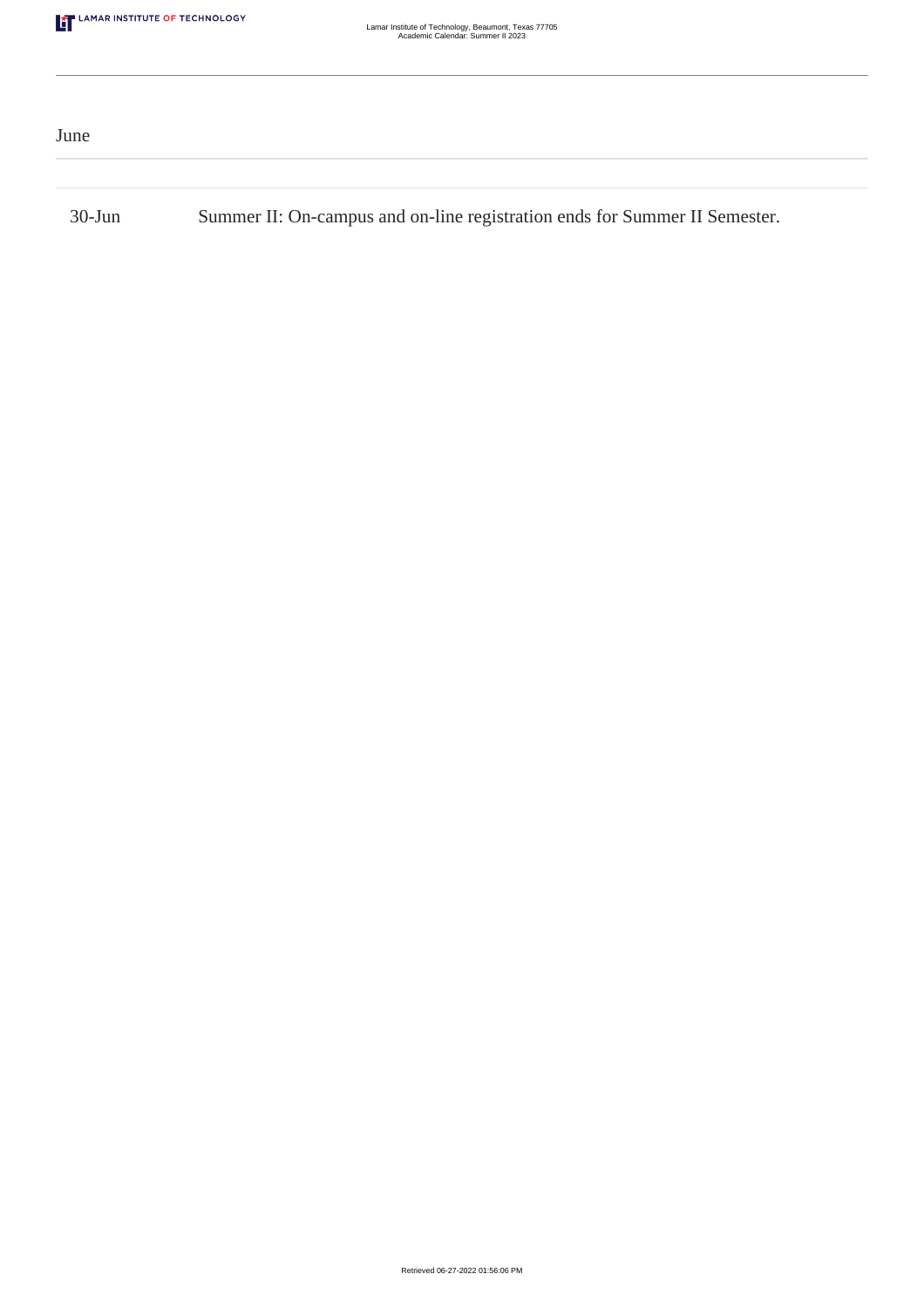## June

| | |
|---|---|
| 30-Jun | Summer II: On-campus and on-line registration ends for Summer II Semester. |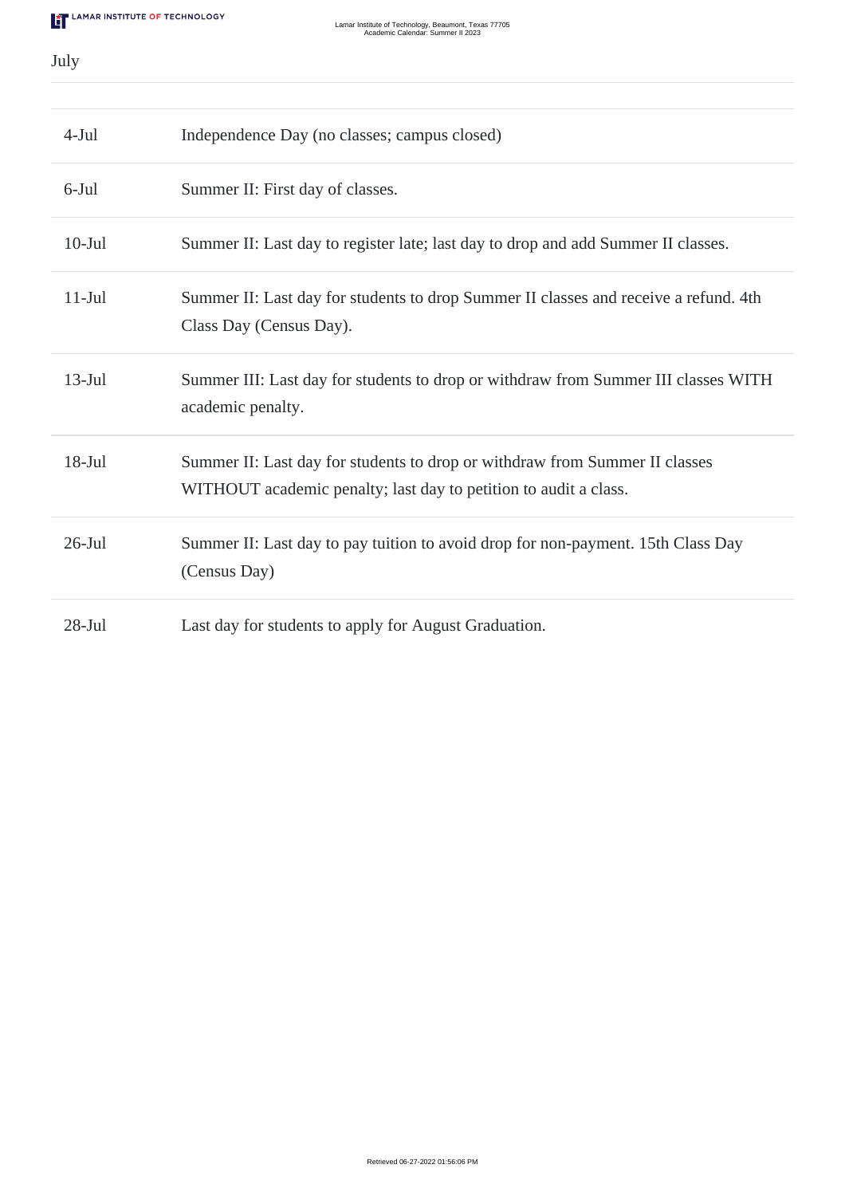July

| | |
|---|---|
| 4-Jul | Independence Day (no classes; campus closed) |
| 6-Jul | Summer II: First day of classes. |
| 10-Jul | Summer II: Last day to register late; last day to drop and add Summer II classes. |
| 11-Jul | Summer II: Last day for students to drop Summer II classes and receive a refund. 4th Class Day (Census Day). |
| 13-Jul | Summer III: Last day for students to drop or withdraw from Summer III classes WITH academic penalty. |
| 18-Jul | Summer II: Last day for students to drop or withdraw from Summer II classes WITHOUT academic penalty; last day to petition to audit a class. |
| 26-Jul | Summer II: Last day to pay tuition to avoid drop for non-payment. 15th Class Day (Census Day) |
| 28-Jul | Last day for students to apply for August Graduation. |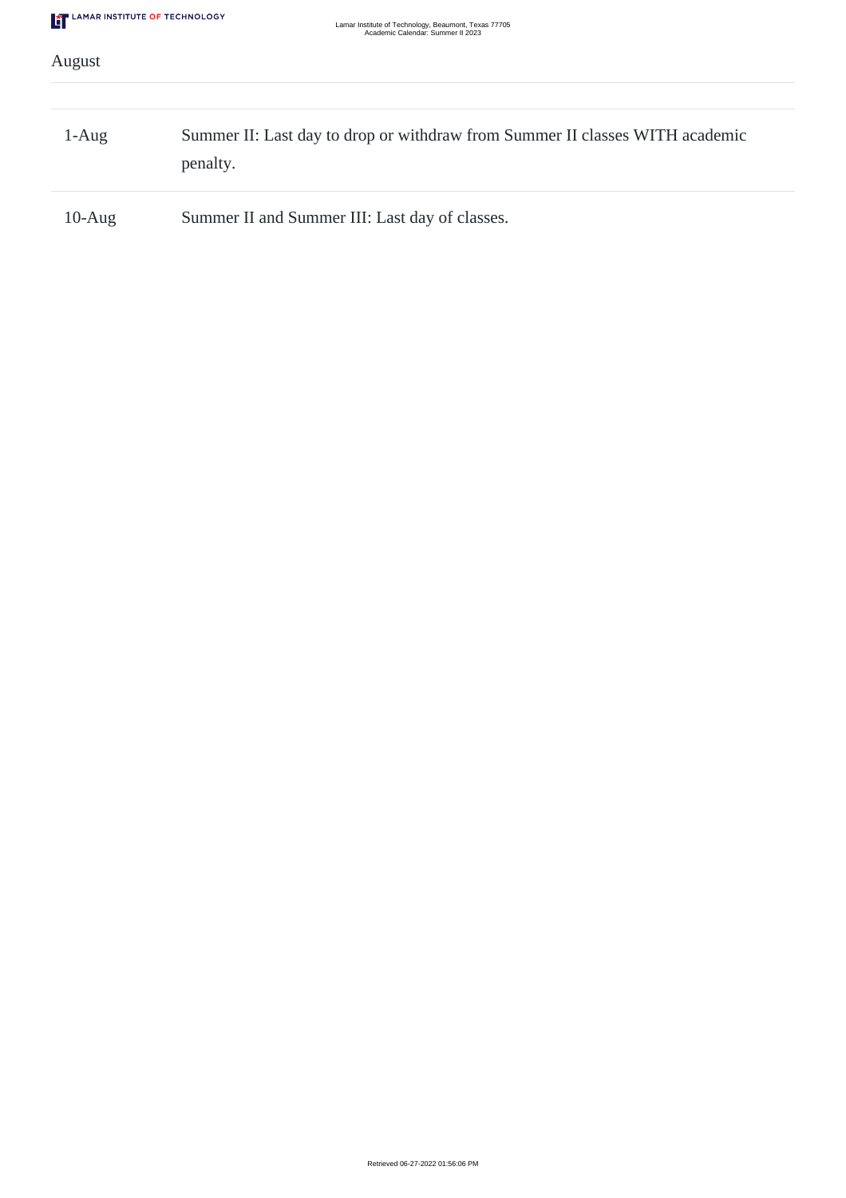August

| | |
|---|---|
| 1-Aug | Summer II: Last day to drop or withdraw from Summer II classes WITH academic penalty. |
| 10-Aug | Summer II and Summer III: Last day of classes. |